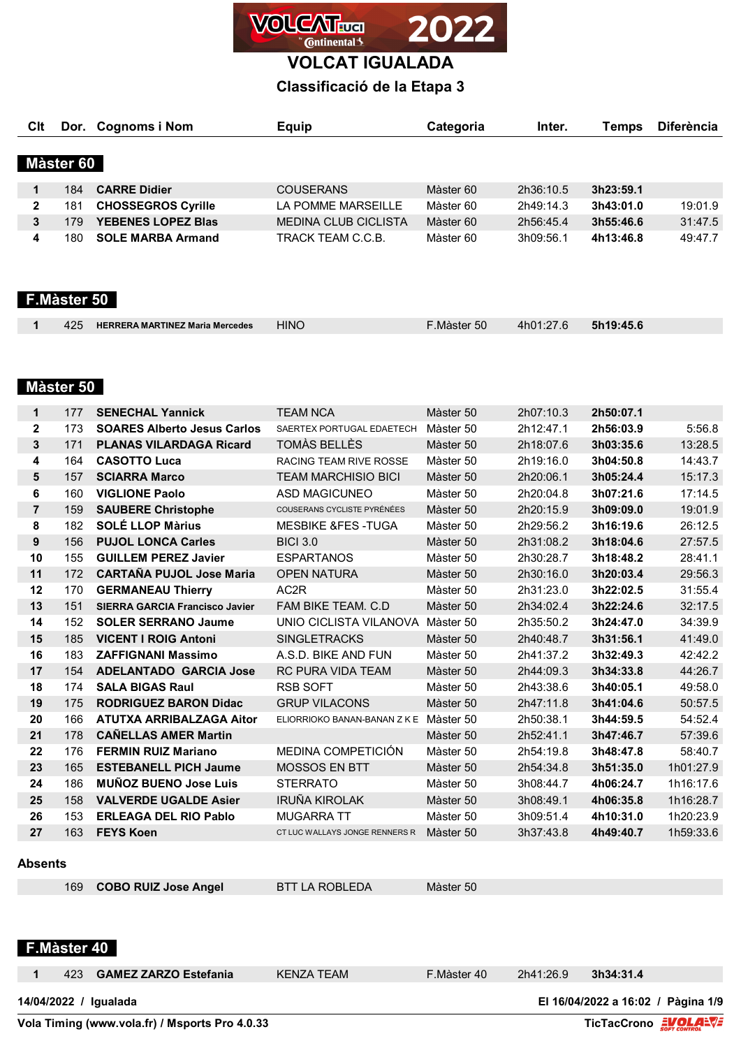# VOLCAT IGUALADA

## Classificació de la Etapa 3

### Màster 60

| Clt | Dor. | Cognoms i Nom | Equip | Categoria | Inter. | Temps | Diferència |
|---|---|---|---|---|---|---|---|
| 1 | 184 | **CARRE Didier** | COUSERANS | Màster 60 | 2h36:10.5 | **3h23:59.1** | |
| 2 | 181 | **CHOSSEGROS Cyrille** | LA POMME MARSEILLE | Màster 60 | 2h49:14.3 | **3h43:01.0** | 19:01.9 |
| 3 | 179 | **YEBENES LOPEZ Blas** | MEDINA CLUB CICLISTA | Màster 60 | 2h56:45.4 | **3h55:46.6** | 31:47.5 |
| 4 | 180 | **SOLE MARBA Armand** | TRACK TEAM C.C.B. | Màster 60 | 3h09:56.1 | **4h13:46.8** | 49:47.7 |

### F.Màster 50

| Clt | Dor. | Cognoms i Nom | Equip | Categoria | Inter. | Temps | Diferència |
|---|---|---|---|---|---|---|---|
| 1 | 425 | **HERRERA MARTINEZ Maria Mercedes** | HINO | F.Màster 50 | 4h01:27.6 | **5h19:45.6** | |

### Màster 50

| Clt | Dor. | Cognoms i Nom | Equip | Categoria | Inter. | Temps | Diferència |
|---|---|---|---|---|---|---|---|
| 1 | 177 | **SENECHAL Yannick** | TEAM NCA | Màster 50 | 2h07:10.3 | **2h50:07.1** | |
| 2 | 173 | **SOARES Alberto Jesus Carlos** | SAERTEX PORTUGAL EDAETECH | Màster 50 | 2h12:47.1 | **2h56:03.9** | 5:56.8 |
| 3 | 171 | **PLANAS VILARDAGA Ricard** | TOMÀS BELLÈS | Màster 50 | 2h18:07.6 | **3h03:35.6** | 13:28.5 |
| 4 | 164 | **CASOTTO Luca** | RACING TEAM RIVE ROSSE | Màster 50 | 2h19:16.0 | **3h04:50.8** | 14:43.7 |
| 5 | 157 | **SCIARRA Marco** | TEAM MARCHISIO BICI | Màster 50 | 2h20:06.1 | **3h05:24.4** | 15:17.3 |
| 6 | 160 | **VIGLIONE Paolo** | ASD MAGICUNEO | Màster 50 | 2h20:04.8 | **3h07:21.6** | 17:14.5 |
| 7 | 159 | **SAUBERE Christophe** | COUSERANS CYCLISTE PYRÉNÉES | Màster 50 | 2h20:15.9 | **3h09:09.0** | 19:01.9 |
| 8 | 182 | **SOLÉ LLOP Màrius** | MESBIKE &FES -TUGA | Màster 50 | 2h29:56.2 | **3h16:19.6** | 26:12.5 |
| 9 | 156 | **PUJOL LONCA Carles** | BICI 3.0 | Màster 50 | 2h31:08.2 | **3h18:04.6** | 27:57.5 |
| 10 | 155 | **GUILLEM PEREZ Javier** | ESPARTANOS | Màster 50 | 2h30:28.7 | **3h18:48.2** | 28:41.1 |
| 11 | 172 | **CARTAÑA PUJOL Jose Maria** | OPEN NATURA | Màster 50 | 2h30:16.0 | **3h20:03.4** | 29:56.3 |
| 12 | 170 | **GERMANEAU Thierry** | AC2R | Màster 50 | 2h31:23.0 | **3h22:02.5** | 31:55.4 |
| 13 | 151 | **SIERRA GARCIA Francisco Javier** | FAM BIKE TEAM. C.D | Màster 50 | 2h34:02.4 | **3h22:24.6** | 32:17.5 |
| 14 | 152 | **SOLER SERRANO Jaume** | UNIO CICLISTA VILANOVA | Màster 50 | 2h35:50.2 | **3h24:47.0** | 34:39.9 |
| 15 | 185 | **VICENT I ROIG Antoni** | SINGLETRACKS | Màster 50 | 2h40:48.7 | **3h31:56.1** | 41:49.0 |
| 16 | 183 | **ZAFFIGNANI Massimo** | A.S.D. BIKE AND FUN | Màster 50 | 2h41:37.2 | **3h32:49.3** | 42:42.2 |
| 17 | 154 | **ADELANTADO GARCIA Jose** | RC PURA VIDA TEAM | Màster 50 | 2h44:09.3 | **3h34:33.8** | 44:26.7 |
| 18 | 174 | **SALA BIGAS Raul** | RSB SOFT | Màster 50 | 2h43:38.6 | **3h40:05.1** | 49:58.0 |
| 19 | 175 | **RODRIGUEZ BARON Didac** | GRUP VILACONS | Màster 50 | 2h47:11.8 | **3h41:04.6** | 50:57.5 |
| 20 | 166 | **ATUTXA ARRIBALZAGA Aitor** | ELIORRIOKO BANAN-BANAN Z K E | Màster 50 | 2h50:38.1 | **3h44:59.5** | 54:52.4 |
| 21 | 178 | **CAÑELLAS AMER Martin** | | Màster 50 | 2h52:41.1 | **3h47:46.7** | 57:39.6 |
| 22 | 176 | **FERMIN RUIZ Mariano** | MEDINA COMPETICIÓN | Màster 50 | 2h54:19.8 | **3h48:47.8** | 58:40.7 |
| 23 | 165 | **ESTEBANELL PICH Jaume** | MOSSOS EN BTT | Màster 50 | 2h54:34.8 | **3h51:35.0** | 1h01:27.9 |
| 24 | 186 | **MUÑOZ BUENO Jose Luis** | STERRATO | Màster 50 | 3h08:44.7 | **4h06:24.7** | 1h16:17.6 |
| 25 | 158 | **VALVERDE UGALDE Asier** | IRUÑA KIROLAK | Màster 50 | 3h08:49.1 | **4h06:35.8** | 1h16:28.7 |
| 26 | 153 | **ERLEAGA DEL RIO Pablo** | MUGARRA TT | Màster 50 | 3h09:51.4 | **4h10:31.0** | 1h20:23.9 |
| 27 | 163 | **FEYS Koen** | CT LUC WALLAYS JONGE RENNERS R | Màster 50 | 3h37:43.8 | **4h49:40.7** | 1h59:33.6 |

**Absents**

| Clt | Dor. | Cognoms i Nom | Equip | Categoria | Inter. | Temps | Diferència |
|---|---|---|---|---|---|---|---|
| | 169 | **COBO RUIZ Jose Angel** | BTT LA ROBLEDA | Màster 50 | | | |

### F.Màster 40

| Clt | Dor. | Cognoms i Nom | Equip | Categoria | Inter. | Temps | Diferència |
|---|---|---|---|---|---|---|---|
| 1 | 423 | **GAMEZ ZARZO Estefania** | KENZA TEAM | F.Màster 40 | 2h41:26.9 | **3h34:31.4** | |

14/04/2022 / Igualada

El 16/04/2022 a 16:02

Vola Timing (www.vola.fr) / Msports Pro 4.0.33

TicTacCrono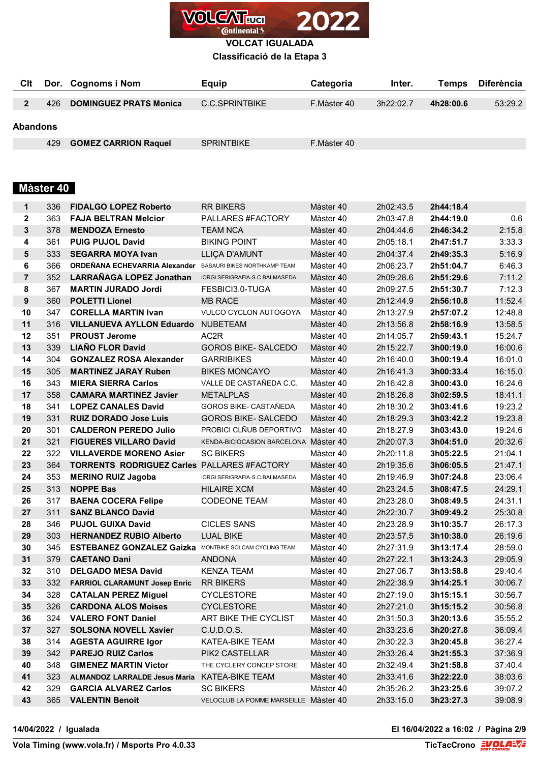# VOLCAT IGUALADA

## Classificació de la Etapa 3

| Clt | Dor. | Cognoms i Nom | Equip | Categoria | Inter. | Temps | Diferència |
|---|---|---|---|---|---|---|---|
| 2 | 426 | **DOMINGUEZ PRATS Monica** | C.C.SPRINTBIKE | F.Màster 40 | 3h22:02.7 | **4h28:00.6** | 53:29.2 |

### Abandons

| Clt | Dor. | Cognoms i Nom | Equip | Categoria | Inter. | Temps | Diferència |
|---|---|---|---|---|---|---|---|
| | 429 | **GOMEZ CARRION Raquel** | SPRINTBIKE | F.Màster 40 | | | |

## Màster 40

| Clt | Dor. | Cognoms i Nom | Equip | Categoria | Inter. | Temps | Diferència |
|---|---|---|---|---|---|---|---|
| 1 | 336 | **FIDALGO LOPEZ Roberto** | RR BIKERS | Màster 40 | 2h02:43.5 | **2h44:18.4** | |
| 2 | 363 | **FAJA BELTRAN Melcior** | PALLARES #FACTORY | Màster 40 | 2h03:47.8 | **2h44:19.0** | 0.6 |
| 3 | 378 | **MENDOZA Ernesto** | TEAM NCA | Màster 40 | 2h04:44.6 | **2h46:34.2** | 2:15.8 |
| 4 | 361 | **PUIG PUJOL David** | BIKING POINT | Màster 40 | 2h05:18.1 | **2h47:51.7** | 3:33.3 |
| 5 | 333 | **SEGARRA MOYA Ivan** | LLIÇA D'AMUNT | Màster 40 | 2h04:37.4 | **2h49:35.3** | 5:16.9 |
| 6 | 366 | **ORDEÑANA ECHEVARRIA Alexander** | BASAURI BIKES NORTHKAMP TEAM | Màster 40 | 2h06:23.7 | **2h51:04.7** | 6:46.3 |
| 7 | 352 | **LARRAÑAGA LOPEZ Jonathan** | IORGI SERIGRAFIA-S.C.BALMASEDA | Màster 40 | 2h09:28.6 | **2h51:29.6** | 7:11.2 |
| 8 | 367 | **MARTIN JURADO Jordi** | FESBICI3.0-TUGA | Màster 40 | 2h09:27.5 | **2h51:30.7** | 7:12.3 |
| 9 | 360 | **POLETTI Lionel** | MB RACE | Màster 40 | 2h12:44.9 | **2h56:10.8** | 11:52.4 |
| 10 | 347 | **CORELLA MARTIN Ivan** | VULCO CYCLON AUTOGOYA | Màster 40 | 2h13:27.9 | **2h57:07.2** | 12:48.8 |
| 11 | 316 | **VILLANUEVA AYLLON Eduardo** | NUBETEAM | Màster 40 | 2h13:56.8 | **2h58:16.9** | 13:58.5 |
| 12 | 351 | **PROUST Jerome** | AC2R | Màster 40 | 2h14:05.7 | **2h59:43.1** | 15:24.7 |
| 13 | 339 | **LIAÑO FLOR David** | GOROS BIKE- SALCEDO | Màster 40 | 2h15:22.7 | **3h00:19.0** | 16:00.6 |
| 14 | 304 | **GONZALEZ ROSA Alexander** | GARRIBIKES | Màster 40 | 2h16:40.0 | **3h00:19.4** | 16:01.0 |
| 15 | 305 | **MARTINEZ JARAY Ruben** | BIKES MONCAYO | Màster 40 | 2h16:41.3 | **3h00:33.4** | 16:15.0 |
| 16 | 343 | **MIERA SIERRA Carlos** | VALLE DE CASTAÑEDA C.C. | Màster 40 | 2h16:42.8 | **3h00:43.0** | 16:24.6 |
| 17 | 358 | **CAMARA MARTINEZ Javier** | METALPLAS | Màster 40 | 2h18:26.8 | **3h02:59.5** | 18:41.1 |
| 18 | 341 | **LOPEZ CANALES David** | GOROS BIKE- CASTAÑEDA | Màster 40 | 2h18:30.2 | **3h03:41.6** | 19:23.2 |
| 19 | 331 | **RUIZ DORADO Jose Luis** | GOROS BIKE- SALCEDO | Màster 40 | 2h18:29.3 | **3h03:42.2** | 19:23.8 |
| 20 | 301 | **CALDERON PEREDO Julio** | PROBICI CLÑUB DEPORTIVO | Màster 40 | 2h18:27.9 | **3h03:43.0** | 19:24.6 |
| 21 | 321 | **FIGUERES VILLARO David** | KENDA-BICIOCASION BARCELONA | Màster 40 | 2h20:07.3 | **3h04:51.0** | 20:32.6 |
| 22 | 322 | **VILLAVERDE MORENO Asier** | SC BIKERS | Màster 40 | 2h20:11.8 | **3h05:22.5** | 21:04.1 |
| 23 | 364 | **TORRENTS RODRIGUEZ Carles** | PALLARES #FACTORY | Màster 40 | 2h19:35.6 | **3h06:05.5** | 21:47.1 |
| 24 | 353 | **MERINO RUIZ Jagoba** | IORGI SERIGRAFIA-S.C.BALMASEDA | Màster 40 | 2h19:46.9 | **3h07:24.8** | 23:06.4 |
| 25 | 313 | **NOPPE Bas** | HILAIRE XCM | Màster 40 | 2h23:24.5 | **3h08:47.5** | 24:29.1 |
| 26 | 317 | **BAENA COCERA Felipe** | CODEONE TEAM | Màster 40 | 2h23:28.0 | **3h08:49.5** | 24:31.1 |
| 27 | 311 | **SANZ BLANCO David** | | Màster 40 | 2h22:30.7 | **3h09:49.2** | 25:30.8 |
| 28 | 346 | **PUJOL GUIXA David** | CICLES SANS | Màster 40 | 2h23:28.9 | **3h10:35.7** | 26:17.3 |
| 29 | 303 | **HERNANDEZ RUBIO Alberto** | LUAL BIKE | Màster 40 | 2h23:57.5 | **3h10:38.0** | 26:19.6 |
| 30 | 345 | **ESTEBANEZ GONZALEZ Gaizka** | MONTBIKE SOLCAM CYCLING TEAM | Màster 40 | 2h27:31.9 | **3h13:17.4** | 28:59.0 |
| 31 | 379 | **CAETANO Dani** | ANDONA | Màster 40 | 2h27:22.1 | **3h13:24.3** | 29:05.9 |
| 32 | 310 | **DELGADO MESA David** | KENZA TEAM | Màster 40 | 2h27:06.7 | **3h13:58.8** | 29:40.4 |
| 33 | 332 | **FARRIOL CLARAMUNT Josep Enric** | RR BIKERS | Màster 40 | 2h22:38.9 | **3h14:25.1** | 30:06.7 |
| 34 | 328 | **CATALAN PEREZ Miguel** | CYCLESTORE | Màster 40 | 2h27:19.0 | **3h15:15.1** | 30:56.7 |
| 35 | 326 | **CARDONA ALOS Moises** | CYCLESTORE | Màster 40 | 2h27:21.0 | **3h15:15.2** | 30:56.8 |
| 36 | 324 | **VALERO FONT Daniel** | ART BIKE THE CYCLIST | Màster 40 | 2h31:50.3 | **3h20:13.6** | 35:55.2 |
| 37 | 327 | **SOLSONA NOVELL Xavier** | C.U.D.O.S. | Màster 40 | 2h33:23.6 | **3h20:27.8** | 36:09.4 |
| 38 | 314 | **AGESTA AGUIRRE Igor** | KATEA-BIKE TEAM | Màster 40 | 2h30:22.3 | **3h20:45.8** | 36:27.4 |
| 39 | 342 | **PAREJO RUIZ Carlos** | PIK2 CASTELLAR | Màster 40 | 2h33:26.4 | **3h21:55.3** | 37:36.9 |
| 40 | 348 | **GIMENEZ MARTIN Victor** | THE CYCLERY CONCEP STORE | Màster 40 | 2h32:49.4 | **3h21:58.8** | 37:40.4 |
| 41 | 323 | **ALMANDOZ LARRALDE Jesus Maria** | KATEA-BIKE TEAM | Màster 40 | 2h33:41.6 | **3h22:22.0** | 38:03.6 |
| 42 | 329 | **GARCIA ALVAREZ Carlos** | SC BIKERS | Màster 40 | 2h35:26.2 | **3h23:25.6** | 39:07.2 |
| 43 | 365 | **VALENTIN Benoit** | VELOCLUB LA POMME MARSEILLE | Màster 40 | 2h33:15.0 | **3h23:27.3** | 39:08.9 |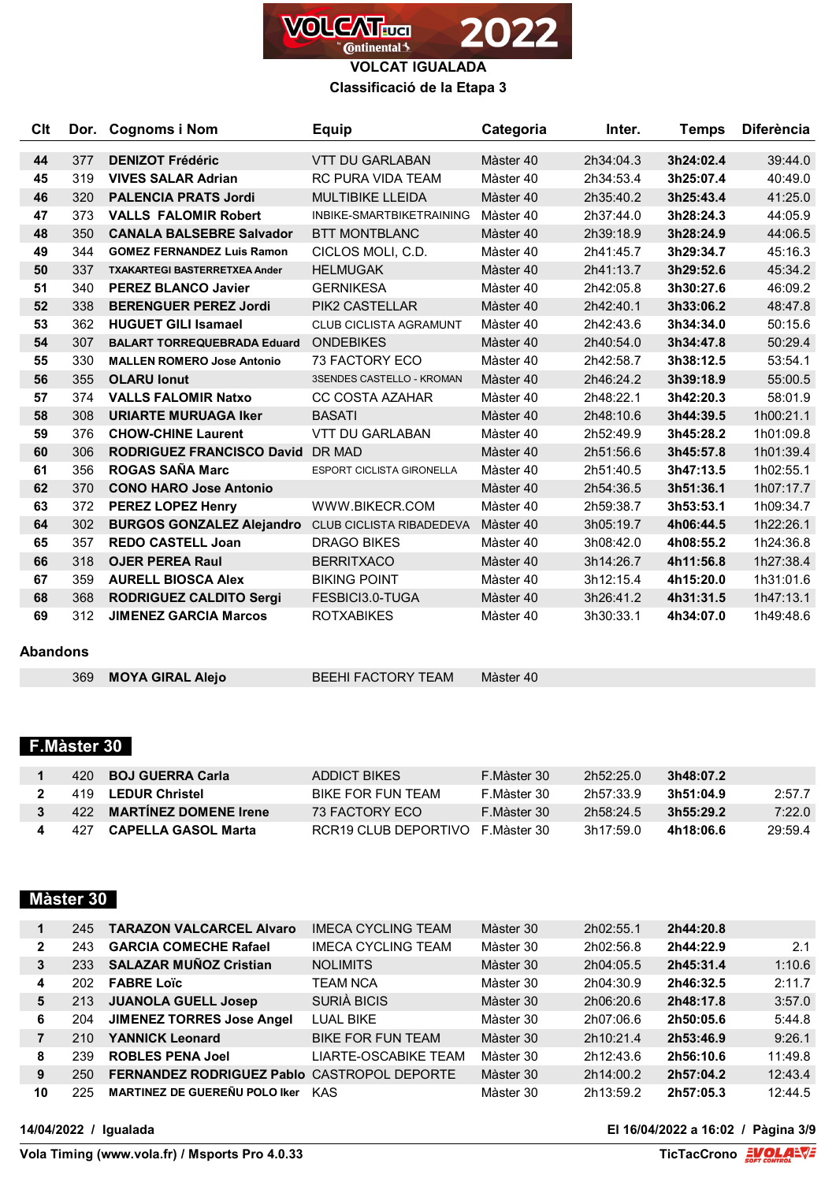# VOLCAT IGUALADA

## Classificació de la Etapa 3

| Clt | Dor. | Cognoms i Nom | Equip | Categoria | Inter. | Temps | Diferència |
|---|---|---|---|---|---|---|---|
| 44 | 377 | **DENIZOT Frédéric** | VTT DU GARLABAN | Màster 40 | 2h34:04.3 | **3h24:02.4** | 39:44.0 |
| 45 | 319 | **VIVES SALAR Adrian** | RC PURA VIDA TEAM | Màster 40 | 2h34:53.4 | **3h25:07.4** | 40:49.0 |
| 46 | 320 | **PALENCIA PRATS Jordi** | MULTIBIKE LLEIDA | Màster 40 | 2h35:40.2 | **3h25:43.4** | 41:25.0 |
| 47 | 373 | **VALLS FALOMIR Robert** | INBIKE-SMARTBIKETRAINING | Màster 40 | 2h37:44.0 | **3h28:24.3** | 44:05.9 |
| 48 | 350 | **CANALA BALSEBRE Salvador** | BTT MONTBLANC | Màster 40 | 2h39:18.9 | **3h28:24.9** | 44:06.5 |
| 49 | 344 | **GOMEZ FERNANDEZ Luis Ramon** | CICLOS MOLI, C.D. | Màster 40 | 2h41:45.7 | **3h29:34.7** | 45:16.3 |
| 50 | 337 | **TXAKARTEGI BASTERRETXEA Ander** | HELMUGAK | Màster 40 | 2h41:13.7 | **3h29:52.6** | 45:34.2 |
| 51 | 340 | **PEREZ BLANCO Javier** | GERNIKESA | Màster 40 | 2h42:05.8 | **3h30:27.6** | 46:09.2 |
| 52 | 338 | **BERENGUER PEREZ Jordi** | PIK2 CASTELLAR | Màster 40 | 2h42:40.1 | **3h33:06.2** | 48:47.8 |
| 53 | 362 | **HUGUET GILI Isamael** | CLUB CICLISTA AGRAMUNT | Màster 40 | 2h42:43.6 | **3h34:34.0** | 50:15.6 |
| 54 | 307 | **BALART TORREQUEBRADA Eduard** | ONDEBIKES | Màster 40 | 2h40:54.0 | **3h34:47.8** | 50:29.4 |
| 55 | 330 | **MALLEN ROMERO Jose Antonio** | 73 FACTORY ECO | Màster 40 | 2h42:58.7 | **3h38:12.5** | 53:54.1 |
| 56 | 355 | **OLARU Ionut** | 3SENDES CASTELLO - KROMAN | Màster 40 | 2h46:24.2 | **3h39:18.9** | 55:00.5 |
| 57 | 374 | **VALLS FALOMIR Natxo** | CC COSTA AZAHAR | Màster 40 | 2h48:22.1 | **3h42:20.3** | 58:01.9 |
| 58 | 308 | **URIARTE MURUAGA Iker** | BASATI | Màster 40 | 2h48:10.6 | **3h44:39.5** | 1h00:21.1 |
| 59 | 376 | **CHOW-CHINE Laurent** | VTT DU GARLABAN | Màster 40 | 2h52:49.9 | **3h45:28.2** | 1h01:09.8 |
| 60 | 306 | **RODRIGUEZ FRANCISCO David** | DR MAD | Màster 40 | 2h51:56.6 | **3h45:57.8** | 1h01:39.4 |
| 61 | 356 | **ROGAS SAÑA Marc** | ESPORT CICLISTA GIRONELLA | Màster 40 | 2h51:40.5 | **3h47:13.5** | 1h02:55.1 |
| 62 | 370 | **CONO HARO Jose Antonio** | | Màster 40 | 2h54:36.5 | **3h51:36.1** | 1h07:17.7 |
| 63 | 372 | **PEREZ LOPEZ Henry** | WWW.BIKECR.COM | Màster 40 | 2h59:38.7 | **3h53:53.1** | 1h09:34.7 |
| 64 | 302 | **BURGOS GONZALEZ Alejandro** | CLUB CICLISTA RIBADEDEVA | Màster 40 | 3h05:19.7 | **4h06:44.5** | 1h22:26.1 |
| 65 | 357 | **REDO CASTELL Joan** | DRAGO BIKES | Màster 40 | 3h08:42.0 | **4h08:55.2** | 1h24:36.8 |
| 66 | 318 | **OJER PEREA Raul** | BERRITXACO | Màster 40 | 3h14:26.7 | **4h11:56.8** | 1h27:38.4 |
| 67 | 359 | **AURELL BIOSCA Alex** | BIKING POINT | Màster 40 | 3h12:15.4 | **4h15:20.0** | 1h31:01.6 |
| 68 | 368 | **RODRIGUEZ CALDITO Sergi** | FESBICI3.0-TUGA | Màster 40 | 3h26:41.2 | **4h31:31.5** | 1h47:13.1 |
| 69 | 312 | **JIMENEZ GARCIA Marcos** | ROTXABIKES | Màster 40 | 3h30:33.1 | **4h34:07.0** | 1h49:48.6 |

### Abandons

| Clt | Dor. | Cognoms i Nom | Equip | Categoria | Inter. | Temps | Diferència |
|---|---|---|---|---|---|---|---|
| | 369 | **MOYA GIRAL Alejo** | BEEHI FACTORY TEAM | Màster 40 | | | |

## F.Màster 30

| Clt | Dor. | Cognoms i Nom | Equip | Categoria | Inter. | Temps | Diferència |
|---|---|---|---|---|---|---|---|
| 1 | 420 | **BOJ GUERRA Carla** | ADDICT BIKES | F.Màster 30 | 2h52:25.0 | **3h48:07.2** | |
| 2 | 419 | **LEDUR Christel** | BIKE FOR FUN TEAM | F.Màster 30 | 2h57:33.9 | **3h51:04.9** | 2:57.7 |
| 3 | 422 | **MARTÍNEZ DOMENE Irene** | 73 FACTORY ECO | F.Màster 30 | 2h58:24.5 | **3h55:29.2** | 7:22.0 |
| 4 | 427 | **CAPELLA GASOL Marta** | RCR19 CLUB DEPORTIVO | F.Màster 30 | 3h17:59.0 | **4h18:06.6** | 29:59.4 |

## Màster 30

| Clt | Dor. | Cognoms i Nom | Equip | Categoria | Inter. | Temps | Diferència |
|---|---|---|---|---|---|---|---|
| 1 | 245 | **TARAZON VALCARCEL Alvaro** | IMECA CYCLING TEAM | Màster 30 | 2h02:55.1 | **2h44:20.8** | |
| 2 | 243 | **GARCIA COMECHE Rafael** | IMECA CYCLING TEAM | Màster 30 | 2h02:56.8 | **2h44:22.9** | 2.1 |
| 3 | 233 | **SALAZAR MUÑOZ Cristian** | NOLIMITS | Màster 30 | 2h04:05.5 | **2h45:31.4** | 1:10.6 |
| 4 | 202 | **FABRE Loïc** | TEAM NCA | Màster 30 | 2h04:30.9 | **2h46:32.5** | 2:11.7 |
| 5 | 213 | **JUANOLA GUELL Josep** | SURIÀ BICIS | Màster 30 | 2h06:20.6 | **2h48:17.8** | 3:57.0 |
| 6 | 204 | **JIMENEZ TORRES Jose Angel** | LUAL BIKE | Màster 30 | 2h07:06.6 | **2h50:05.6** | 5:44.8 |
| 7 | 210 | **YANNICK Leonard** | BIKE FOR FUN TEAM | Màster 30 | 2h10:21.4 | **2h53:46.9** | 9:26.1 |
| 8 | 239 | **ROBLES PENA Joel** | LIARTE-OSCABIKE TEAM | Màster 30 | 2h12:43.6 | **2h56:10.6** | 11:49.8 |
| 9 | 250 | **FERNANDEZ RODRIGUEZ Pablo** | CASTROPOL DEPORTE | Màster 30 | 2h14:00.2 | **2h57:04.2** | 12:43.4 |
| 10 | 225 | **MARTINEZ DE GUEREÑU POLO Iker** | KAS | Màster 30 | 2h13:59.2 | **2h57:05.3** | 12:44.5 |

14/04/2022 / Igualada

El 16/04/2022 a 16:02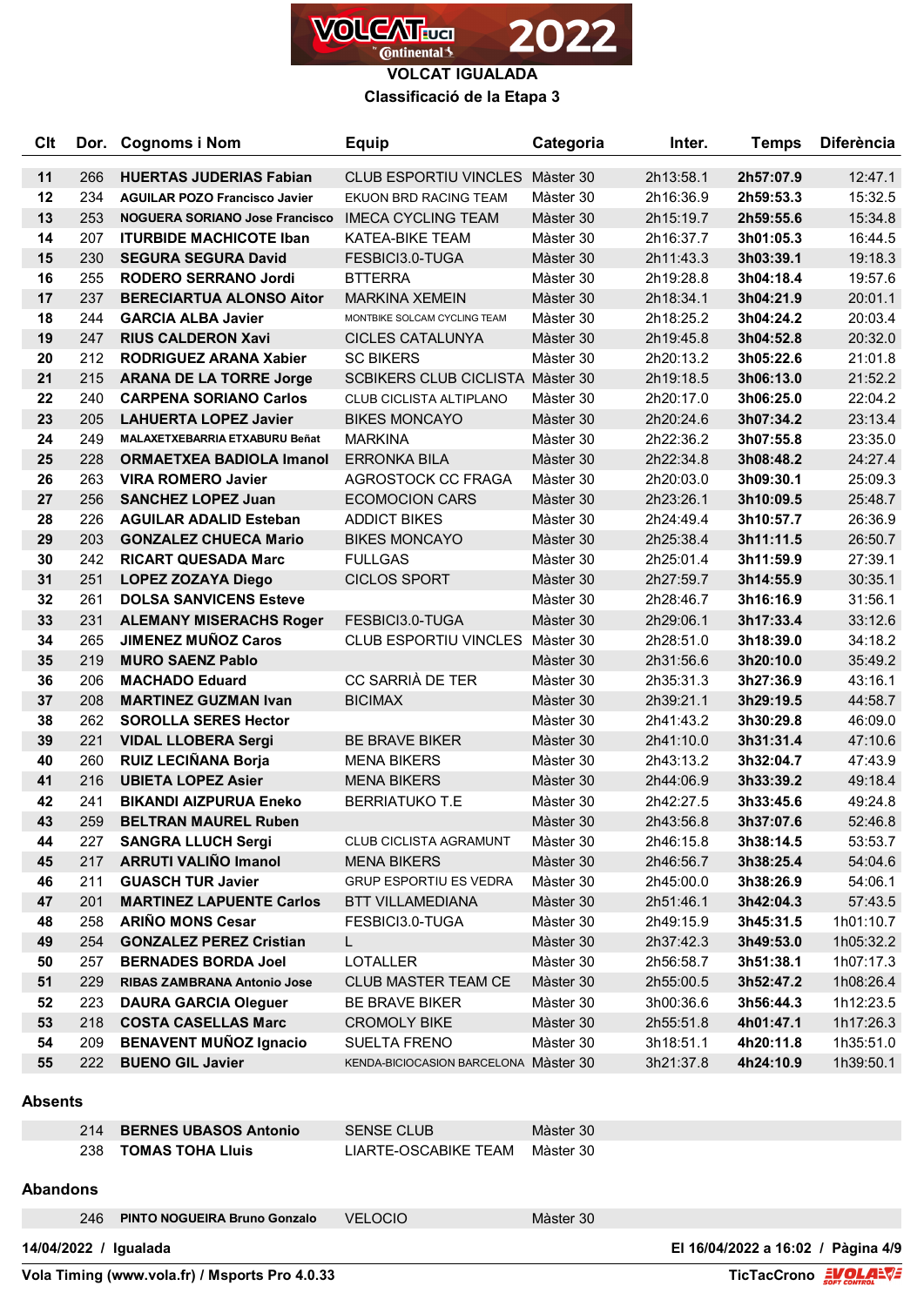# VOLCAT IGUALADA

## Classificació de la Etapa 3

| Clt | Dor. | Cognoms i Nom | Equip | Categoria | Inter. | Temps | Diferència |
|---|---|---|---|---|---|---|---|
| 11 | 266 | **HUERTAS JUDERIAS Fabian** | CLUB ESPORTIU VINCLES | Màster 30 | 2h13:58.1 | **2h57:07.9** | 12:47.1 |
| 12 | 234 | **AGUILAR POZO Francisco Javier** | EKUON BRD RACING TEAM | Màster 30 | 2h16:36.9 | **2h59:53.3** | 15:32.5 |
| 13 | 253 | **NOGUERA SORIANO Jose Francisco** | IMECA CYCLING TEAM | Màster 30 | 2h15:19.7 | **2h59:55.6** | 15:34.8 |
| 14 | 207 | **ITURBIDE MACHICOTE Iban** | KATEA-BIKE TEAM | Màster 30 | 2h16:37.7 | **3h01:05.3** | 16:44.5 |
| 15 | 230 | **SEGURA SEGURA David** | FESBICI3.0-TUGA | Màster 30 | 2h11:43.3 | **3h03:39.1** | 19:18.3 |
| 16 | 255 | **RODERO SERRANO Jordi** | BTTERRA | Màster 30 | 2h19:28.8 | **3h04:18.4** | 19:57.6 |
| 17 | 237 | **BERECIARTUA ALONSO Aitor** | MARKINA XEMEIN | Màster 30 | 2h18:34.1 | **3h04:21.9** | 20:01.1 |
| 18 | 244 | **GARCIA ALBA Javier** | MONTBIKE SOLCAM CYCLING TEAM | Màster 30 | 2h18:25.2 | **3h04:24.2** | 20:03.4 |
| 19 | 247 | **RIUS CALDERON Xavi** | CICLES CATALUNYA | Màster 30 | 2h19:45.8 | **3h04:52.8** | 20:32.0 |
| 20 | 212 | **RODRIGUEZ ARANA Xabier** | SC BIKERS | Màster 30 | 2h20:13.2 | **3h05:22.6** | 21:01.8 |
| 21 | 215 | **ARANA DE LA TORRE Jorge** | SCBIKERS CLUB CICLISTA | Màster 30 | 2h19:18.5 | **3h06:13.0** | 21:52.2 |
| 22 | 240 | **CARPENA SORIANO Carlos** | CLUB CICLISTA ALTIPLANO | Màster 30 | 2h20:17.0 | **3h06:25.0** | 22:04.2 |
| 23 | 205 | **LAHUERTA LOPEZ Javier** | BIKES MONCAYO | Màster 30 | 2h20:24.6 | **3h07:34.2** | 23:13.4 |
| 24 | 249 | **MALAXETXEBARRIA ETXABURU Beñat** | MARKINA | Màster 30 | 2h22:36.2 | **3h07:55.8** | 23:35.0 |
| 25 | 228 | **ORMAETXEA BADIOLA Imanol** | ERRONKA BILA | Màster 30 | 2h22:34.8 | **3h08:48.2** | 24:27.4 |
| 26 | 263 | **VIRA ROMERO Javier** | AGROSTOCK CC FRAGA | Màster 30 | 2h20:03.0 | **3h09:30.1** | 25:09.3 |
| 27 | 256 | **SANCHEZ LOPEZ Juan** | ECOMOCION CARS | Màster 30 | 2h23:26.1 | **3h10:09.5** | 25:48.7 |
| 28 | 226 | **AGUILAR ADALID Esteban** | ADDICT BIKES | Màster 30 | 2h24:49.4 | **3h10:57.7** | 26:36.9 |
| 29 | 203 | **GONZALEZ CHUECA Mario** | BIKES MONCAYO | Màster 30 | 2h25:38.4 | **3h11:11.5** | 26:50.7 |
| 30 | 242 | **RICART QUESADA Marc** | FULLGAS | Màster 30 | 2h25:01.4 | **3h11:59.9** | 27:39.1 |
| 31 | 251 | **LOPEZ ZOZAYA Diego** | CICLOS SPORT | Màster 30 | 2h27:59.7 | **3h14:55.9** | 30:35.1 |
| 32 | 261 | **DOLSA SANVICENS Esteve** | | Màster 30 | 2h28:46.7 | **3h16:16.9** | 31:56.1 |
| 33 | 231 | **ALEMANY MISERACHS Roger** | FESBICI3.0-TUGA | Màster 30 | 2h29:06.1 | **3h17:33.4** | 33:12.6 |
| 34 | 265 | **JIMENEZ MUÑOZ Caros** | CLUB ESPORTIU VINCLES | Màster 30 | 2h28:51.0 | **3h18:39.0** | 34:18.2 |
| 35 | 219 | **MURO SAENZ Pablo** | | Màster 30 | 2h31:56.6 | **3h20:10.0** | 35:49.2 |
| 36 | 206 | **MACHADO Eduard** | CC SARRIÀ DE TER | Màster 30 | 2h35:31.3 | **3h27:36.9** | 43:16.1 |
| 37 | 208 | **MARTINEZ GUZMAN Ivan** | BICIMAX | Màster 30 | 2h39:21.1 | **3h29:19.5** | 44:58.7 |
| 38 | 262 | **SOROLLA SERES Hector** | | Màster 30 | 2h41:43.2 | **3h30:29.8** | 46:09.0 |
| 39 | 221 | **VIDAL LLOBERA Sergi** | BE BRAVE BIKER | Màster 30 | 2h41:10.0 | **3h31:31.4** | 47:10.6 |
| 40 | 260 | **RUIZ LECIÑANA Borja** | MENA BIKERS | Màster 30 | 2h43:13.2 | **3h32:04.7** | 47:43.9 |
| 41 | 216 | **UBIETA LOPEZ Asier** | MENA BIKERS | Màster 30 | 2h44:06.9 | **3h33:39.2** | 49:18.4 |
| 42 | 241 | **BIKANDI AIZPURUA Eneko** | BERRIATUKO T.E | Màster 30 | 2h42:27.5 | **3h33:45.6** | 49:24.8 |
| 43 | 259 | **BELTRAN MAUREL Ruben** | | Màster 30 | 2h43:56.8 | **3h37:07.6** | 52:46.8 |
| 44 | 227 | **SANGRA LLUCH Sergi** | CLUB CICLISTA AGRAMUNT | Màster 30 | 2h46:15.8 | **3h38:14.5** | 53:53.7 |
| 45 | 217 | **ARRUTI VALIÑO Imanol** | MENA BIKERS | Màster 30 | 2h46:56.7 | **3h38:25.4** | 54:04.6 |
| 46 | 211 | **GUASCH TUR Javier** | GRUP ESPORTIU ES VEDRA | Màster 30 | 2h45:00.0 | **3h38:26.9** | 54:06.1 |
| 47 | 201 | **MARTINEZ LAPUENTE Carlos** | BTT VILLAMEDIANA | Màster 30 | 2h51:46.1 | **3h42:04.3** | 57:43.5 |
| 48 | 258 | **ARIÑO MONS Cesar** | FESBICI3.0-TUGA | Màster 30 | 2h49:15.9 | **3h45:31.5** | 1h01:10.7 |
| 49 | 254 | **GONZALEZ PEREZ Cristian** | L | Màster 30 | 2h37:42.3 | **3h49:53.0** | 1h05:32.2 |
| 50 | 257 | **BERNADES BORDA Joel** | LOTALLER | Màster 30 | 2h56:58.7 | **3h51:38.1** | 1h07:17.3 |
| 51 | 229 | **RIBAS ZAMBRANA Antonio Jose** | CLUB MASTER TEAM CE | Màster 30 | 2h55:00.5 | **3h52:47.2** | 1h08:26.4 |
| 52 | 223 | **DAURA GARCIA Oleguer** | BE BRAVE BIKER | Màster 30 | 3h00:36.6 | **3h56:44.3** | 1h12:23.5 |
| 53 | 218 | **COSTA CASELLAS Marc** | CROMOLY BIKE | Màster 30 | 2h55:51.8 | **4h01:47.1** | 1h17:26.3 |
| 54 | 209 | **BENAVENT MUÑOZ Ignacio** | SUELTA FRENO | Màster 30 | 3h18:51.1 | **4h20:11.8** | 1h35:51.0 |
| 55 | 222 | **BUENO GIL Javier** | KENDA-BICIOCASION BARCELONA | Màster 30 | 3h21:37.8 | **4h24:10.9** | 1h39:50.1 |

## Absents

| Dor. | Cognoms i Nom | Equip | Categoria |
|---|---|---|---|
| 214 | **BERNES UBASOS Antonio** | SENSE CLUB | Màster 30 |
| 238 | **TOMAS TOHA Lluis** | LIARTE-OSCABIKE TEAM | Màster 30 |

## Abandons

| Dor. | Cognoms i Nom | Equip | Categoria |
|---|---|---|---|
| 246 | **PINTO NOGUEIRA Bruno Gonzalo** | VELOCIO | Màster 30 |

**14/04/2022 / Igualada**

**El 16/04/2022 a 16:02**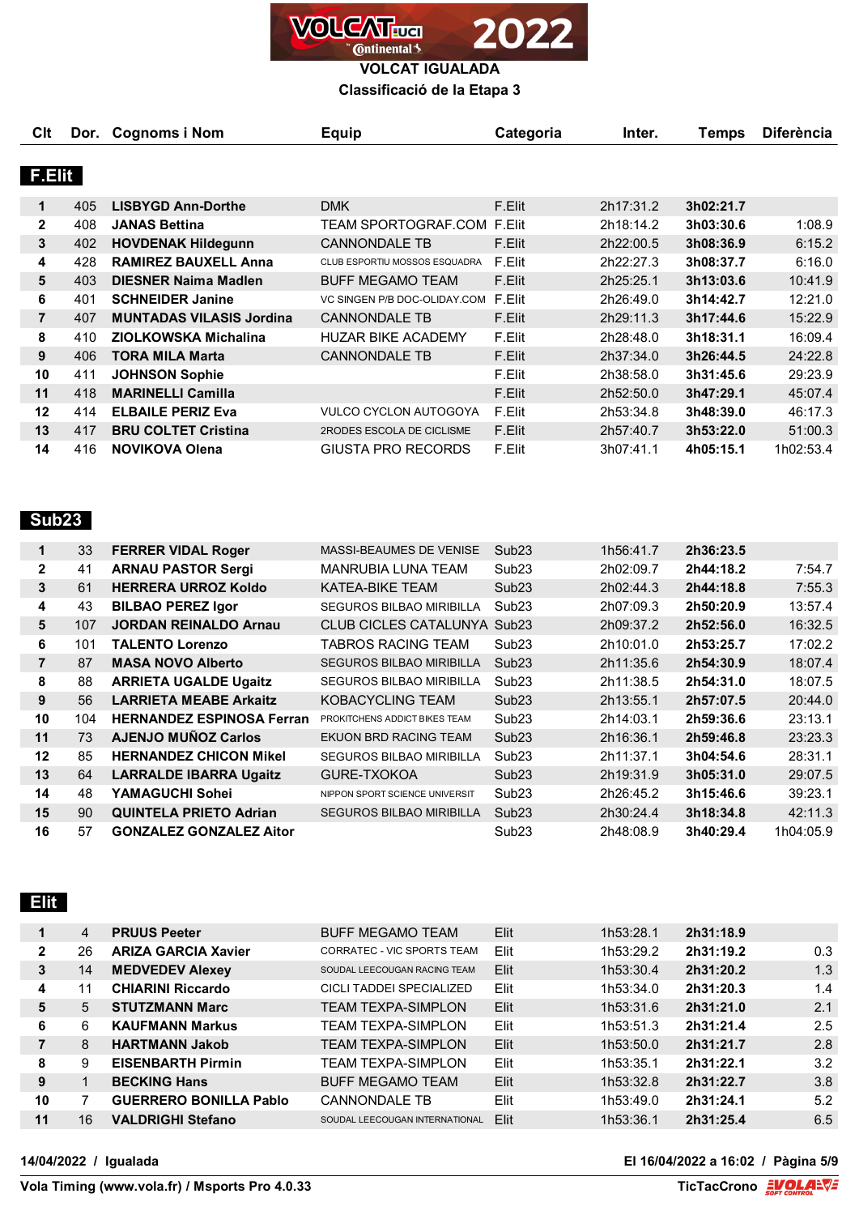VOLCAT 2022

**VOLCAT IGUALADA**

**Classificació de la Etapa 3**

| Clt | Dor. | Cognoms i Nom | Equip | Categoria | Inter. | Temps | Diferència |
|---|---|---|---|---|---|---|---|
| **F.Elit** | | | | | | | |
| 1 | 405 | **LISBYGD Ann-Dorthe** | DMK | F.Elit | 2h17:31.2 | **3h02:21.7** | |
| 2 | 408 | **JANAS Bettina** | TEAM SPORTOGRAF.COM | F.Elit | 2h18:14.2 | **3h03:30.6** | 1:08.9 |
| 3 | 402 | **HOVDENAK Hildegunn** | CANNONDALE TB | F.Elit | 2h22:00.5 | **3h08:36.9** | 6:15.2 |
| 4 | 428 | **RAMIREZ BAUXELL Anna** | CLUB ESPORTIU MOSSOS ESQUADRA | F.Elit | 2h22:27.3 | **3h08:37.7** | 6:16.0 |
| 5 | 403 | **DIESNER Naima Madlen** | BUFF MEGAMO TEAM | F.Elit | 2h25:25.1 | **3h13:03.6** | 10:41.9 |
| 6 | 401 | **SCHNEIDER Janine** | VC SINGEN P/B DOC-OLIDAY.COM | F.Elit | 2h26:49.0 | **3h14:42.7** | 12:21.0 |
| 7 | 407 | **MUNTADAS VILASIS Jordina** | CANNONDALE TB | F.Elit | 2h29:11.3 | **3h17:44.6** | 15:22.9 |
| 8 | 410 | **ZIOLKOWSKA Michalina** | HUZAR BIKE ACADEMY | F.Elit | 2h28:48.0 | **3h18:31.1** | 16:09.4 |
| 9 | 406 | **TORA MILA Marta** | CANNONDALE TB | F.Elit | 2h37:34.0 | **3h26:44.5** | 24:22.8 |
| 10 | 411 | **JOHNSON Sophie** | | F.Elit | 2h38:58.0 | **3h31:45.6** | 29:23.9 |
| 11 | 418 | **MARINELLI Camilla** | | F.Elit | 2h52:50.0 | **3h47:29.1** | 45:07.4 |
| 12 | 414 | **ELBAILE PERIZ Eva** | VULCO CYCLON AUTOGOYA | F.Elit | 2h53:34.8 | **3h48:39.0** | 46:17.3 |
| 13 | 417 | **BRU COLTET Cristina** | 2RODES ESCOLA DE CICLISME | F.Elit | 2h57:40.7 | **3h53:22.0** | 51:00.3 |
| 14 | 416 | **NOVIKOVA Olena** | GIUSTA PRO RECORDS | F.Elit | 3h07:41.1 | **4h05:15.1** | 1h02:53.4 |
| **Sub23** | | | | | | | |
| 1 | 33 | **FERRER VIDAL Roger** | MASSI-BEAUMES DE VENISE | Sub23 | 1h56:41.7 | **2h36:23.5** | |
| 2 | 41 | **ARNAU PASTOR Sergi** | MANRUBIA LUNA TEAM | Sub23 | 2h02:09.7 | **2h44:18.2** | 7:54.7 |
| 3 | 61 | **HERRERA URROZ Koldo** | KATEA-BIKE TEAM | Sub23 | 2h02:44.3 | **2h44:18.8** | 7:55.3 |
| 4 | 43 | **BILBAO PEREZ Igor** | SEGUROS BILBAO MIRIBILLA | Sub23 | 2h07:09.3 | **2h50:20.9** | 13:57.4 |
| 5 | 107 | **JORDAN REINALDO Arnau** | CLUB CICLES CATALUNYA | Sub23 | 2h09:37.2 | **2h52:56.0** | 16:32.5 |
| 6 | 101 | **TALENTO Lorenzo** | TABROS RACING TEAM | Sub23 | 2h10:01.0 | **2h53:25.7** | 17:02.2 |
| 7 | 87 | **MASA NOVO Alberto** | SEGUROS BILBAO MIRIBILLA | Sub23 | 2h11:35.6 | **2h54:30.9** | 18:07.4 |
| 8 | 88 | **ARRIETA UGALDE Ugaitz** | SEGUROS BILBAO MIRIBILLA | Sub23 | 2h11:38.5 | **2h54:31.0** | 18:07.5 |
| 9 | 56 | **LARRIETA MEABE Arkaitz** | KOBACYCLING TEAM | Sub23 | 2h13:55.1 | **2h57:07.5** | 20:44.0 |
| 10 | 104 | **HERNANDEZ ESPINOSA Ferran** | PROKITCHENS ADDICT BIKES TEAM | Sub23 | 2h14:03.1 | **2h59:36.6** | 23:13.1 |
| 11 | 73 | **AJENJO MUÑOZ Carlos** | EKUON BRD RACING TEAM | Sub23 | 2h16:36.1 | **2h59:46.8** | 23:23.3 |
| 12 | 85 | **HERNANDEZ CHICON Mikel** | SEGUROS BILBAO MIRIBILLA | Sub23 | 2h11:37.1 | **3h04:54.6** | 28:31.1 |
| 13 | 64 | **LARRALDE IBARRA Ugaitz** | GURE-TXOKOA | Sub23 | 2h19:31.9 | **3h05:31.0** | 29:07.5 |
| 14 | 48 | **YAMAGUCHI Sohei** | NIPPON SPORT SCIENCE UNIVERSIT | Sub23 | 2h26:45.2 | **3h15:46.6** | 39:23.1 |
| 15 | 90 | **QUINTELA PRIETO Adrian** | SEGUROS BILBAO MIRIBILLA | Sub23 | 2h30:24.4 | **3h18:34.8** | 42:11.3 |
| 16 | 57 | **GONZALEZ GONZALEZ Aitor** | | Sub23 | 2h48:08.9 | **3h40:29.4** | 1h04:05.9 |
| **Elit** | | | | | | | |
| 1 | 4 | **PRUUS Peeter** | BUFF MEGAMO TEAM | Elit | 1h53:28.1 | **2h31:18.9** | |
| 2 | 26 | **ARIZA GARCIA Xavier** | CORRATEC - VIC SPORTS TEAM | Elit | 1h53:29.2 | **2h31:19.2** | 0.3 |
| 3 | 14 | **MEDVEDEV Alexey** | SOUDAL LEECOUGAN RACING TEAM | Elit | 1h53:30.4 | **2h31:20.2** | 1.3 |
| 4 | 11 | **CHIARINI Riccardo** | CICLI TADDEI SPECIALIZED | Elit | 1h53:34.0 | **2h31:20.3** | 1.4 |
| 5 | 5 | **STUTZMANN Marc** | TEAM TEXPA-SIMPLON | Elit | 1h53:31.6 | **2h31:21.0** | 2.1 |
| 6 | 6 | **KAUFMANN Markus** | TEAM TEXPA-SIMPLON | Elit | 1h53:51.3 | **2h31:21.4** | 2.5 |
| 7 | 8 | **HARTMANN Jakob** | TEAM TEXPA-SIMPLON | Elit | 1h53:50.0 | **2h31:21.7** | 2.8 |
| 8 | 9 | **EISENBARTH Pirmin** | TEAM TEXPA-SIMPLON | Elit | 1h53:35.1 | **2h31:22.1** | 3.2 |
| 9 | 1 | **BECKING Hans** | BUFF MEGAMO TEAM | Elit | 1h53:32.8 | **2h31:22.7** | 3.8 |
| 10 | 7 | **GUERRERO BONILLA Pablo** | CANNONDALE TB | Elit | 1h53:49.0 | **2h31:24.1** | 5.2 |
| 11 | 16 | **VALDRIGHI Stefano** | SOUDAL LEECOUGAN INTERNATIONAL | Elit | 1h53:36.1 | **2h31:25.4** | 6.5 |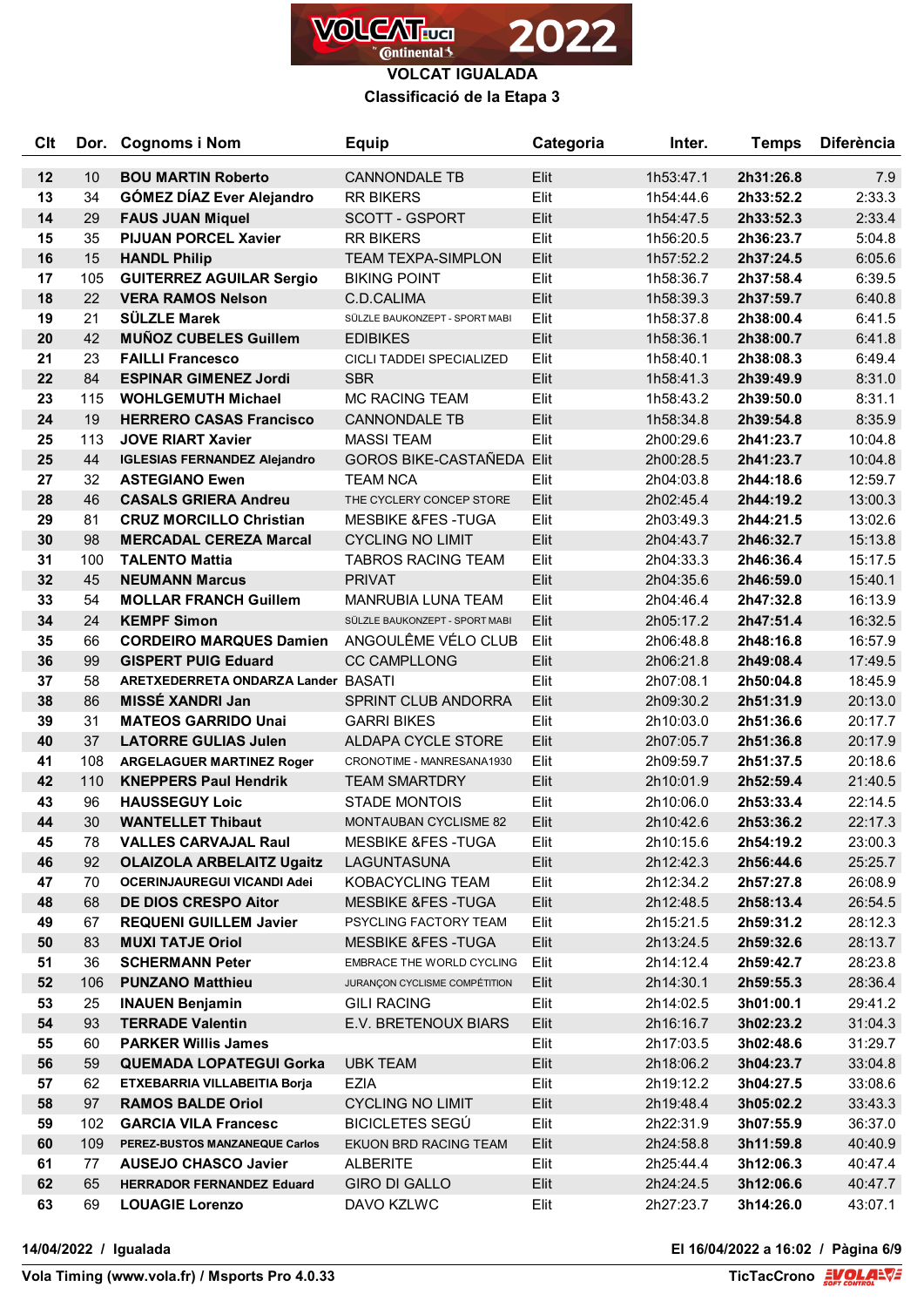# VOLCAT IGUALADA

## Classificació de la Etapa 3

| Clt | Dor. | Cognoms i Nom | Equip | Categoria | Inter. | Temps | Diferència |
|---|---|---|---|---|---|---|---|
| 12 | 10 | **BOU MARTIN Roberto** | CANNONDALE TB | Elit | 1h53:47.1 | **2h31:26.8** | 7.9 |
| 13 | 34 | **GÓMEZ DÍAZ Ever Alejandro** | RR BIKERS | Elit | 1h54:44.6 | **2h33:52.2** | 2:33.3 |
| 14 | 29 | **FAUS JUAN Miquel** | SCOTT - GSPORT | Elit | 1h54:47.5 | **2h33:52.3** | 2:33.4 |
| 15 | 35 | **PIJUAN PORCEL Xavier** | RR BIKERS | Elit | 1h56:20.5 | **2h36:23.7** | 5:04.8 |
| 16 | 15 | **HANDL Philip** | TEAM TEXPA-SIMPLON | Elit | 1h57:52.2 | **2h37:24.5** | 6:05.6 |
| 17 | 105 | **GUITERREZ AGUILAR Sergio** | BIKING POINT | Elit | 1h58:36.7 | **2h37:58.4** | 6:39.5 |
| 18 | 22 | **VERA RAMOS Nelson** | C.D.CALIMA | Elit | 1h58:39.3 | **2h37:59.7** | 6:40.8 |
| 19 | 21 | **SÜLZLE Marek** | SÜLZLE BAUKONZEPT - SPORT MABI | Elit | 1h58:37.8 | **2h38:00.4** | 6:41.5 |
| 20 | 42 | **MUÑOZ CUBELES Guillem** | EDIBIKES | Elit | 1h58:36.1 | **2h38:00.7** | 6:41.8 |
| 21 | 23 | **FAILLI Francesco** | CICLI TADDEI SPECIALIZED | Elit | 1h58:40.1 | **2h38:08.3** | 6:49.4 |
| 22 | 84 | **ESPINAR GIMENEZ Jordi** | SBR | Elit | 1h58:41.3 | **2h39:49.9** | 8:31.0 |
| 23 | 115 | **WOHLGEMUTH Michael** | MC RACING TEAM | Elit | 1h58:43.2 | **2h39:50.0** | 8:31.1 |
| 24 | 19 | **HERRERO CASAS Francisco** | CANNONDALE TB | Elit | 1h58:34.8 | **2h39:54.8** | 8:35.9 |
| 25 | 113 | **JOVE RIART Xavier** | MASSI TEAM | Elit | 2h00:29.6 | **2h41:23.7** | 10:04.8 |
| 25 | 44 | **IGLESIAS FERNANDEZ Alejandro** | GOROS BIKE-CASTAÑEDA | Elit | 2h00:28.5 | **2h41:23.7** | 10:04.8 |
| 27 | 32 | **ASTEGIANO Ewen** | TEAM NCA | Elit | 2h04:03.8 | **2h44:18.6** | 12:59.7 |
| 28 | 46 | **CASALS GRIERA Andreu** | THE CYCLERY CONCEP STORE | Elit | 2h02:45.4 | **2h44:19.2** | 13:00.3 |
| 29 | 81 | **CRUZ MORCILLO Christian** | MESBIKE &FES -TUGA | Elit | 2h03:49.3 | **2h44:21.5** | 13:02.6 |
| 30 | 98 | **MERCADAL CEREZA Marcal** | CYCLING NO LIMIT | Elit | 2h04:43.7 | **2h46:32.7** | 15:13.8 |
| 31 | 100 | **TALENTO Mattia** | TABROS RACING TEAM | Elit | 2h04:33.3 | **2h46:36.4** | 15:17.5 |
| 32 | 45 | **NEUMANN Marcus** | PRIVAT | Elit | 2h04:35.6 | **2h46:59.0** | 15:40.1 |
| 33 | 54 | **MOLLAR FRANCH Guillem** | MANRUBIA LUNA TEAM | Elit | 2h04:46.4 | **2h47:32.8** | 16:13.9 |
| 34 | 24 | **KEMPF Simon** | SÜLZLE BAUKONZEPT - SPORT MABI | Elit | 2h05:17.2 | **2h47:51.4** | 16:32.5 |
| 35 | 66 | **CORDEIRO MARQUES Damien** | ANGOULÊME VÉLO CLUB | Elit | 2h06:48.8 | **2h48:16.8** | 16:57.9 |
| 36 | 99 | **GISPERT PUIG Eduard** | CC CAMPLLONG | Elit | 2h06:21.8 | **2h49:08.4** | 17:49.5 |
| 37 | 58 | **ARETXEDERRETA ONDARZA Lander** | BASATI | Elit | 2h07:08.1 | **2h50:04.8** | 18:45.9 |
| 38 | 86 | **MISSÉ XANDRI Jan** | SPRINT CLUB ANDORRA | Elit | 2h09:30.2 | **2h51:31.9** | 20:13.0 |
| 39 | 31 | **MATEOS GARRIDO Unai** | GARRI BIKES | Elit | 2h10:03.0 | **2h51:36.6** | 20:17.7 |
| 40 | 37 | **LATORRE GULIAS Julen** | ALDAPA CYCLE STORE | Elit | 2h07:05.7 | **2h51:36.8** | 20:17.9 |
| 41 | 108 | **ARGELAGUER MARTINEZ Roger** | CRONOTIME - MANRESANA1930 | Elit | 2h09:59.7 | **2h51:37.5** | 20:18.6 |
| 42 | 110 | **KNEPPERS Paul Hendrik** | TEAM SMARTDRY | Elit | 2h10:01.9 | **2h52:59.4** | 21:40.5 |
| 43 | 96 | **HAUSSEGUY Loic** | STADE MONTOIS | Elit | 2h10:06.0 | **2h53:33.4** | 22:14.5 |
| 44 | 30 | **WANTELLET Thibaut** | MONTAUBAN CYCLISME 82 | Elit | 2h10:42.6 | **2h53:36.2** | 22:17.3 |
| 45 | 78 | **VALLES CARVAJAL Raul** | MESBIKE &FES -TUGA | Elit | 2h10:15.6 | **2h54:19.2** | 23:00.3 |
| 46 | 92 | **OLAIZOLA ARBELAITZ Ugaitz** | LAGUNTASUNA | Elit | 2h12:42.3 | **2h56:44.6** | 25:25.7 |
| 47 | 70 | **OCERINJAUREGUI VICANDI Adei** | KOBACYCLING TEAM | Elit | 2h12:34.2 | **2h57:27.8** | 26:08.9 |
| 48 | 68 | **DE DIOS CRESPO Aitor** | MESBIKE &FES -TUGA | Elit | 2h12:48.5 | **2h58:13.4** | 26:54.5 |
| 49 | 67 | **REQUENI GUILLEM Javier** | PSYCLING FACTORY TEAM | Elit | 2h15:21.5 | **2h59:31.2** | 28:12.3 |
| 50 | 83 | **MUXI TATJE Oriol** | MESBIKE &FES -TUGA | Elit | 2h13:24.5 | **2h59:32.6** | 28:13.7 |
| 51 | 36 | **SCHERMANN Peter** | EMBRACE THE WORLD CYCLING | Elit | 2h14:12.4 | **2h59:42.7** | 28:23.8 |
| 52 | 106 | **PUNZANO Matthieu** | JURANÇON CYCLISME COMPÉTITION | Elit | 2h14:30.1 | **2h59:55.3** | 28:36.4 |
| 53 | 25 | **INAUEN Benjamin** | GILI RACING | Elit | 2h14:02.5 | **3h01:00.1** | 29:41.2 |
| 54 | 93 | **TERRADE Valentin** | E.V. BRETENOUX BIARS | Elit | 2h16:16.7 | **3h02:23.2** | 31:04.3 |
| 55 | 60 | **PARKER Willis James** | | Elit | 2h17:03.5 | **3h02:48.6** | 31:29.7 |
| 56 | 59 | **QUEMADA LOPATEGUI Gorka** | UBK TEAM | Elit | 2h18:06.2 | **3h04:23.7** | 33:04.8 |
| 57 | 62 | **ETXEBARRIA VILLABEITIA Borja** | EZIA | Elit | 2h19:12.2 | **3h04:27.5** | 33:08.6 |
| 58 | 97 | **RAMOS BALDE Oriol** | CYCLING NO LIMIT | Elit | 2h19:48.4 | **3h05:02.2** | 33:43.3 |
| 59 | 102 | **GARCIA VILA Francesc** | BICICLETES SEGÚ | Elit | 2h22:31.9 | **3h07:55.9** | 36:37.0 |
| 60 | 109 | **PEREZ-BUSTOS MANZANEQUE Carlos** | EKUON BRD RACING TEAM | Elit | 2h24:58.8 | **3h11:59.8** | 40:40.9 |
| 61 | 77 | **AUSEJO CHASCO Javier** | ALBERITE | Elit | 2h25:44.4 | **3h12:06.3** | 40:47.4 |
| 62 | 65 | **HERRADOR FERNANDEZ Eduard** | GIRO DI GALLO | Elit | 2h24:24.5 | **3h12:06.6** | 40:47.7 |
| 63 | 69 | **LOUAGIE Lorenzo** | DAVO KZLWC | Elit | 2h27:23.7 | **3h14:26.0** | 43:07.1 |

**14/04/2022 / Igualada** — **El 16/04/2022 a 16:02**

**Vola Timing (www.vola.fr) / Msports Pro 4.0.33** — **TicTacCrono**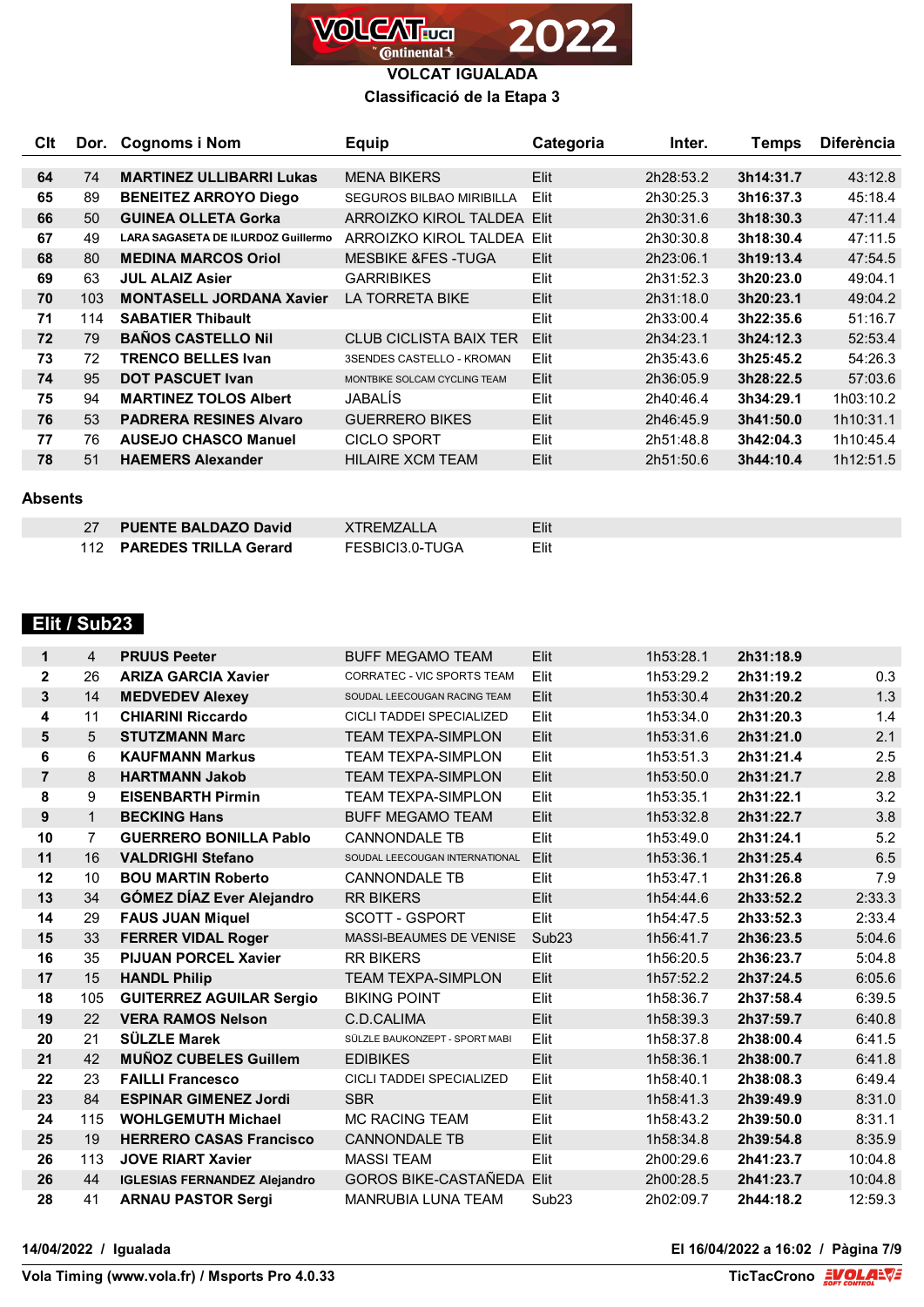# VOLCAT IGUALADA

## Classificació de la Etapa 3

| Clt | Dor. | Cognoms i Nom | Equip | Categoria | Inter. | Temps | Diferència |
|---|---|---|---|---|---|---|---|
| 64 | 74 | **MARTINEZ ULLIBARRI Lukas** | MENA BIKERS | Elit | 2h28:53.2 | **3h14:31.7** | 43:12.8 |
| 65 | 89 | **BENEITEZ ARROYO Diego** | SEGUROS BILBAO MIRIBILLA | Elit | 2h30:25.3 | **3h16:37.3** | 45:18.4 |
| 66 | 50 | **GUINEA OLLETA Gorka** | ARROIZKO KIROL TALDEA | Elit | 2h30:31.6 | **3h18:30.3** | 47:11.4 |
| 67 | 49 | **LARA SAGASETA DE ILURDOZ Guillermo** | ARROIZKO KIROL TALDEA | Elit | 2h30:30.8 | **3h18:30.4** | 47:11.5 |
| 68 | 80 | **MEDINA MARCOS Oriol** | MESBIKE &FES -TUGA | Elit | 2h23:06.1 | **3h19:13.4** | 47:54.5 |
| 69 | 63 | **JUL ALAIZ Asier** | GARRIBIKES | Elit | 2h31:52.3 | **3h20:23.0** | 49:04.1 |
| 70 | 103 | **MONTASELL JORDANA Xavier** | LA TORRETA BIKE | Elit | 2h31:18.0 | **3h20:23.1** | 49:04.2 |
| 71 | 114 | **SABATIER Thibault** | | Elit | 2h33:00.4 | **3h22:35.6** | 51:16.7 |
| 72 | 79 | **BAÑOS CASTELLO Nil** | CLUB CICLISTA BAIX TER | Elit | 2h34:23.1 | **3h24:12.3** | 52:53.4 |
| 73 | 72 | **TRENCO BELLES Ivan** | 3SENDES CASTELLO - KROMAN | Elit | 2h35:43.6 | **3h25:45.2** | 54:26.3 |
| 74 | 95 | **DOT PASCUET Ivan** | MONTBIKE SOLCAM CYCLING TEAM | Elit | 2h36:05.9 | **3h28:22.5** | 57:03.6 |
| 75 | 94 | **MARTINEZ TOLOS Albert** | JABALÍS | Elit | 2h40:46.4 | **3h34:29.1** | 1h03:10.2 |
| 76 | 53 | **PADRERA RESINES Alvaro** | GUERRERO BIKES | Elit | 2h46:45.9 | **3h41:50.0** | 1h10:31.1 |
| 77 | 76 | **AUSEJO CHASCO Manuel** | CICLO SPORT | Elit | 2h51:48.8 | **3h42:04.3** | 1h10:45.4 |
| 78 | 51 | **HAEMERS Alexander** | HILAIRE XCM TEAM | Elit | 2h51:50.6 | **3h44:10.4** | 1h12:51.5 |

### Absents

| Dor. | Cognoms i Nom | Equip | Categoria |
|---|---|---|---|
| 27 | **PUENTE BALDAZO David** | XTREMZALLA | Elit |
| 112 | **PAREDES TRILLA Gerard** | FESBICI3.0-TUGA | Elit |

## Elit / Sub23

| Clt | Dor. | Cognoms i Nom | Equip | Categoria | Inter. | Temps | Diferència |
|---|---|---|---|---|---|---|---|
| 1 | 4 | **PRUUS Peeter** | BUFF MEGAMO TEAM | Elit | 1h53:28.1 | **2h31:18.9** | |
| 2 | 26 | **ARIZA GARCIA Xavier** | CORRATEC - VIC SPORTS TEAM | Elit | 1h53:29.2 | **2h31:19.2** | 0.3 |
| 3 | 14 | **MEDVEDEV Alexey** | SOUDAL LEECOUGAN RACING TEAM | Elit | 1h53:30.4 | **2h31:20.2** | 1.3 |
| 4 | 11 | **CHIARINI Riccardo** | CICLI TADDEI SPECIALIZED | Elit | 1h53:34.0 | **2h31:20.3** | 1.4 |
| 5 | 5 | **STUTZMANN Marc** | TEAM TEXPA-SIMPLON | Elit | 1h53:31.6 | **2h31:21.0** | 2.1 |
| 6 | 6 | **KAUFMANN Markus** | TEAM TEXPA-SIMPLON | Elit | 1h53:51.3 | **2h31:21.4** | 2.5 |
| 7 | 8 | **HARTMANN Jakob** | TEAM TEXPA-SIMPLON | Elit | 1h53:50.0 | **2h31:21.7** | 2.8 |
| 8 | 9 | **EISENBARTH Pirmin** | TEAM TEXPA-SIMPLON | Elit | 1h53:35.1 | **2h31:22.1** | 3.2 |
| 9 | 1 | **BECKING Hans** | BUFF MEGAMO TEAM | Elit | 1h53:32.8 | **2h31:22.7** | 3.8 |
| 10 | 7 | **GUERRERO BONILLA Pablo** | CANNONDALE TB | Elit | 1h53:49.0 | **2h31:24.1** | 5.2 |
| 11 | 16 | **VALDRIGHI Stefano** | SOUDAL LEECOUGAN INTERNATIONAL | Elit | 1h53:36.1 | **2h31:25.4** | 6.5 |
| 12 | 10 | **BOU MARTIN Roberto** | CANNONDALE TB | Elit | 1h53:47.1 | **2h31:26.8** | 7.9 |
| 13 | 34 | **GÓMEZ DÍAZ Ever Alejandro** | RR BIKERS | Elit | 1h54:44.6 | **2h33:52.2** | 2:33.3 |
| 14 | 29 | **FAUS JUAN Miquel** | SCOTT - GSPORT | Elit | 1h54:47.5 | **2h33:52.3** | 2:33.4 |
| 15 | 33 | **FERRER VIDAL Roger** | MASSI-BEAUMES DE VENISE | Sub23 | 1h56:41.7 | **2h36:23.5** | 5:04.6 |
| 16 | 35 | **PIJUAN PORCEL Xavier** | RR BIKERS | Elit | 1h56:20.5 | **2h36:23.7** | 5:04.8 |
| 17 | 15 | **HANDL Philip** | TEAM TEXPA-SIMPLON | Elit | 1h57:52.2 | **2h37:24.5** | 6:05.6 |
| 18 | 105 | **GUITERREZ AGUILAR Sergio** | BIKING POINT | Elit | 1h58:36.7 | **2h37:58.4** | 6:39.5 |
| 19 | 22 | **VERA RAMOS Nelson** | C.D.CALIMA | Elit | 1h58:39.3 | **2h37:59.7** | 6:40.8 |
| 20 | 21 | **SÜLZLE Marek** | SÜLZLE BAUKONZEPT - SPORT MABI | Elit | 1h58:37.8 | **2h38:00.4** | 6:41.5 |
| 21 | 42 | **MUÑOZ CUBELES Guillem** | EDIBIKES | Elit | 1h58:36.1 | **2h38:00.7** | 6:41.8 |
| 22 | 23 | **FAILLI Francesco** | CICLI TADDEI SPECIALIZED | Elit | 1h58:40.1 | **2h38:08.3** | 6:49.4 |
| 23 | 84 | **ESPINAR GIMENEZ Jordi** | SBR | Elit | 1h58:41.3 | **2h39:49.9** | 8:31.0 |
| 24 | 115 | **WOHLGEMUTH Michael** | MC RACING TEAM | Elit | 1h58:43.2 | **2h39:50.0** | 8:31.1 |
| 25 | 19 | **HERRERO CASAS Francisco** | CANNONDALE TB | Elit | 1h58:34.8 | **2h39:54.8** | 8:35.9 |
| 26 | 113 | **JOVE RIART Xavier** | MASSI TEAM | Elit | 2h00:29.6 | **2h41:23.7** | 10:04.8 |
| 26 | 44 | **IGLESIAS FERNANDEZ Alejandro** | GOROS BIKE-CASTAÑEDA | Elit | 2h00:28.5 | **2h41:23.7** | 10:04.8 |
| 28 | 41 | **ARNAU PASTOR Sergi** | MANRUBIA LUNA TEAM | Sub23 | 2h02:09.7 | **2h44:18.2** | 12:59.3 |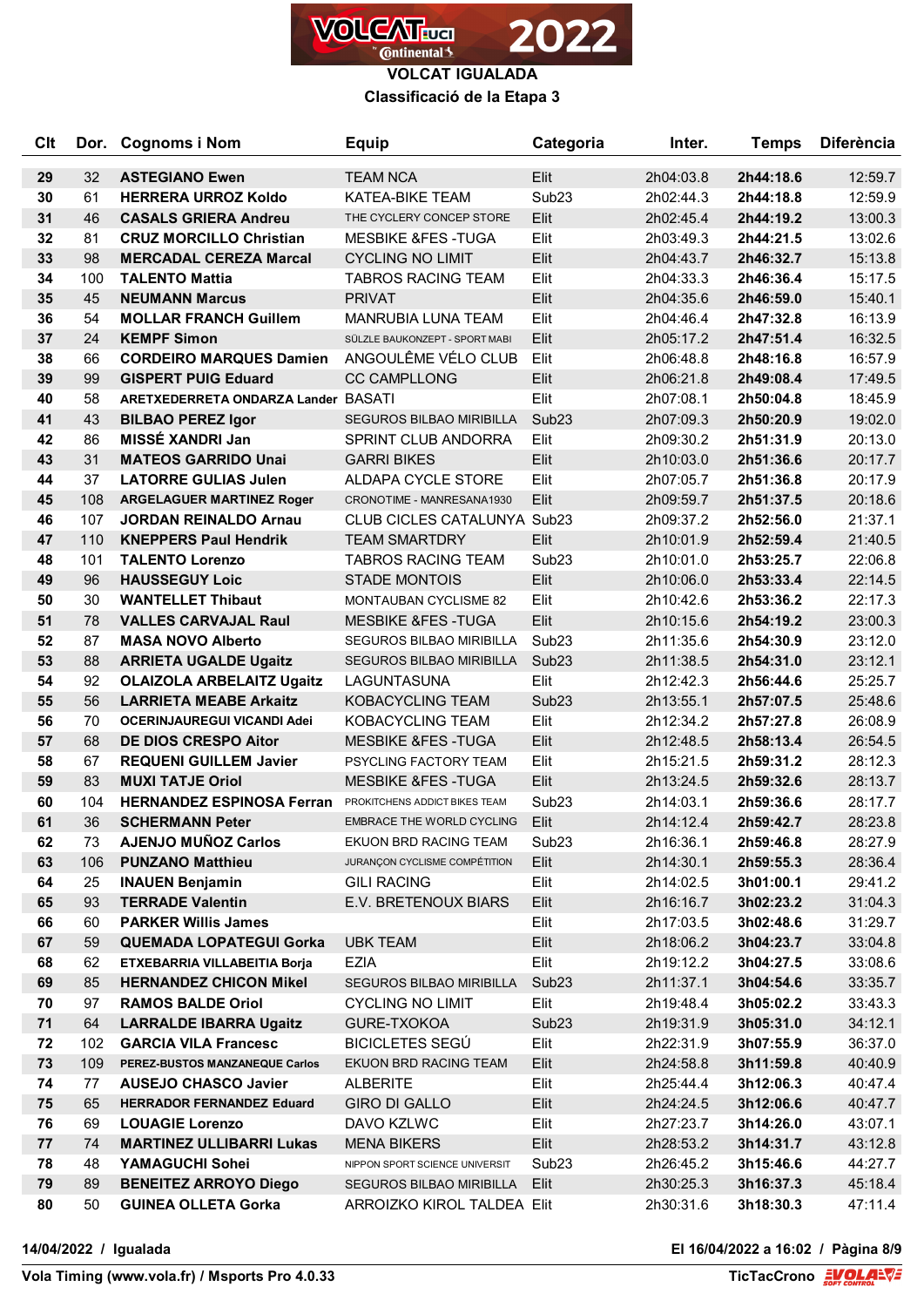# VOLCAT IGUALADA

## Classificació de la Etapa 3

| Clt | Dor. | Cognoms i Nom | Equip | Categoria | Inter. | Temps | Diferència |
|---|---|---|---|---|---|---|---|
| 29 | 32 | **ASTEGIANO Ewen** | TEAM NCA | Elit | 2h04:03.8 | **2h44:18.6** | 12:59.7 |
| 30 | 61 | **HERRERA URROZ Koldo** | KATEA-BIKE TEAM | Sub23 | 2h02:44.3 | **2h44:18.8** | 12:59.9 |
| 31 | 46 | **CASALS GRIERA Andreu** | THE CYCLERY CONCEP STORE | Elit | 2h02:45.4 | **2h44:19.2** | 13:00.3 |
| 32 | 81 | **CRUZ MORCILLO Christian** | MESBIKE &FES -TUGA | Elit | 2h03:49.3 | **2h44:21.5** | 13:02.6 |
| 33 | 98 | **MERCADAL CEREZA Marcal** | CYCLING NO LIMIT | Elit | 2h04:43.7 | **2h46:32.7** | 15:13.8 |
| 34 | 100 | **TALENTO Mattia** | TABROS RACING TEAM | Elit | 2h04:33.3 | **2h46:36.4** | 15:17.5 |
| 35 | 45 | **NEUMANN Marcus** | PRIVAT | Elit | 2h04:35.6 | **2h46:59.0** | 15:40.1 |
| 36 | 54 | **MOLLAR FRANCH Guillem** | MANRUBIA LUNA TEAM | Elit | 2h04:46.4 | **2h47:32.8** | 16:13.9 |
| 37 | 24 | **KEMPF Simon** | SÜLZLE BAUKONZEPT - SPORT MABI | Elit | 2h05:17.2 | **2h47:51.4** | 16:32.5 |
| 38 | 66 | **CORDEIRO MARQUES Damien** | ANGOULÊME VÉLO CLUB | Elit | 2h06:48.8 | **2h48:16.8** | 16:57.9 |
| 39 | 99 | **GISPERT PUIG Eduard** | CC CAMPLLONG | Elit | 2h06:21.8 | **2h49:08.4** | 17:49.5 |
| 40 | 58 | **ARETXEDERRETA ONDARZA Lander** | BASATI | Elit | 2h07:08.1 | **2h50:04.8** | 18:45.9 |
| 41 | 43 | **BILBAO PEREZ Igor** | SEGUROS BILBAO MIRIBILLA | Sub23 | 2h07:09.3 | **2h50:20.9** | 19:02.0 |
| 42 | 86 | **MISSÉ XANDRI Jan** | SPRINT CLUB ANDORRA | Elit | 2h09:30.2 | **2h51:31.9** | 20:13.0 |
| 43 | 31 | **MATEOS GARRIDO Unai** | GARRI BIKES | Elit | 2h10:03.0 | **2h51:36.6** | 20:17.7 |
| 44 | 37 | **LATORRE GULIAS Julen** | ALDAPA CYCLE STORE | Elit | 2h07:05.7 | **2h51:36.8** | 20:17.9 |
| 45 | 108 | **ARGELAGUER MARTINEZ Roger** | CRONOTIME - MANRESANA1930 | Elit | 2h09:59.7 | **2h51:37.5** | 20:18.6 |
| 46 | 107 | **JORDAN REINALDO Arnau** | CLUB CICLES CATALUNYA | Sub23 | 2h09:37.2 | **2h52:56.0** | 21:37.1 |
| 47 | 110 | **KNEPPERS Paul Hendrik** | TEAM SMARTDRY | Elit | 2h10:01.9 | **2h52:59.4** | 21:40.5 |
| 48 | 101 | **TALENTO Lorenzo** | TABROS RACING TEAM | Sub23 | 2h10:01.0 | **2h53:25.7** | 22:06.8 |
| 49 | 96 | **HAUSSEGUY Loic** | STADE MONTOIS | Elit | 2h10:06.0 | **2h53:33.4** | 22:14.5 |
| 50 | 30 | **WANTELLET Thibaut** | MONTAUBAN CYCLISME 82 | Elit | 2h10:42.6 | **2h53:36.2** | 22:17.3 |
| 51 | 78 | **VALLES CARVAJAL Raul** | MESBIKE &FES -TUGA | Elit | 2h10:15.6 | **2h54:19.2** | 23:00.3 |
| 52 | 87 | **MASA NOVO Alberto** | SEGUROS BILBAO MIRIBILLA | Sub23 | 2h11:35.6 | **2h54:30.9** | 23:12.0 |
| 53 | 88 | **ARRIETA UGALDE Ugaitz** | SEGUROS BILBAO MIRIBILLA | Sub23 | 2h11:38.5 | **2h54:31.0** | 23:12.1 |
| 54 | 92 | **OLAIZOLA ARBELAITZ Ugaitz** | LAGUNTASUNA | Elit | 2h12:42.3 | **2h56:44.6** | 25:25.7 |
| 55 | 56 | **LARRIETA MEABE Arkaitz** | KOBACYCLING TEAM | Sub23 | 2h13:55.1 | **2h57:07.5** | 25:48.6 |
| 56 | 70 | **OCERINJAUREGUI VICANDI Adei** | KOBACYCLING TEAM | Elit | 2h12:34.2 | **2h57:27.8** | 26:08.9 |
| 57 | 68 | **DE DIOS CRESPO Aitor** | MESBIKE &FES -TUGA | Elit | 2h12:48.5 | **2h58:13.4** | 26:54.5 |
| 58 | 67 | **REQUENI GUILLEM Javier** | PSYCLING FACTORY TEAM | Elit | 2h15:21.5 | **2h59:31.2** | 28:12.3 |
| 59 | 83 | **MUXI TATJE Oriol** | MESBIKE &FES -TUGA | Elit | 2h13:24.5 | **2h59:32.6** | 28:13.7 |
| 60 | 104 | **HERNANDEZ ESPINOSA Ferran** | PROKITCHENS ADDICT BIKES TEAM | Sub23 | 2h14:03.1 | **2h59:36.6** | 28:17.7 |
| 61 | 36 | **SCHERMANN Peter** | EMBRACE THE WORLD CYCLING | Elit | 2h14:12.4 | **2h59:42.7** | 28:23.8 |
| 62 | 73 | **AJENJO MUÑOZ Carlos** | EKUON BRD RACING TEAM | Sub23 | 2h16:36.1 | **2h59:46.8** | 28:27.9 |
| 63 | 106 | **PUNZANO Matthieu** | JURANÇON CYCLISME COMPÉTITION | Elit | 2h14:30.1 | **2h59:55.3** | 28:36.4 |
| 64 | 25 | **INAUEN Benjamin** | GILI RACING | Elit | 2h14:02.5 | **3h01:00.1** | 29:41.2 |
| 65 | 93 | **TERRADE Valentin** | E.V. BRETENOUX BIARS | Elit | 2h16:16.7 | **3h02:23.2** | 31:04.3 |
| 66 | 60 | **PARKER Willis James** | | Elit | 2h17:03.5 | **3h02:48.6** | 31:29.7 |
| 67 | 59 | **QUEMADA LOPATEGUI Gorka** | UBK TEAM | Elit | 2h18:06.2 | **3h04:23.7** | 33:04.8 |
| 68 | 62 | **ETXEBARRIA VILLABEITIA Borja** | EZIA | Elit | 2h19:12.2 | **3h04:27.5** | 33:08.6 |
| 69 | 85 | **HERNANDEZ CHICON Mikel** | SEGUROS BILBAO MIRIBILLA | Sub23 | 2h11:37.1 | **3h04:54.6** | 33:35.7 |
| 70 | 97 | **RAMOS BALDE Oriol** | CYCLING NO LIMIT | Elit | 2h19:48.4 | **3h05:02.2** | 33:43.3 |
| 71 | 64 | **LARRALDE IBARRA Ugaitz** | GURE-TXOKOA | Sub23 | 2h19:31.9 | **3h05:31.0** | 34:12.1 |
| 72 | 102 | **GARCIA VILA Francesc** | BICICLETES SEGÚ | Elit | 2h22:31.9 | **3h07:55.9** | 36:37.0 |
| 73 | 109 | **PEREZ-BUSTOS MANZANEQUE Carlos** | EKUON BRD RACING TEAM | Elit | 2h24:58.8 | **3h11:59.8** | 40:40.9 |
| 74 | 77 | **AUSEJO CHASCO Javier** | ALBERITE | Elit | 2h25:44.4 | **3h12:06.3** | 40:47.4 |
| 75 | 65 | **HERRADOR FERNANDEZ Eduard** | GIRO DI GALLO | Elit | 2h24:24.5 | **3h12:06.6** | 40:47.7 |
| 76 | 69 | **LOUAGIE Lorenzo** | DAVO KZLWC | Elit | 2h27:23.7 | **3h14:26.0** | 43:07.1 |
| 77 | 74 | **MARTINEZ ULLIBARRI Lukas** | MENA BIKERS | Elit | 2h28:53.2 | **3h14:31.7** | 43:12.8 |
| 78 | 48 | **YAMAGUCHI Sohei** | NIPPON SPORT SCIENCE UNIVERSIT | Sub23 | 2h26:45.2 | **3h15:46.6** | 44:27.7 |
| 79 | 89 | **BENEITEZ ARROYO Diego** | SEGUROS BILBAO MIRIBILLA | Elit | 2h30:25.3 | **3h16:37.3** | 45:18.4 |
| 80 | 50 | **GUINEA OLLETA Gorka** | ARROIZKO KIROL TALDEA | Elit | 2h30:31.6 | **3h18:30.3** | 47:11.4 |

14/04/2022 / Igualada

El 16/04/2022 a 16:02

Vola Timing (www.vola.fr) / Msports Pro 4.0.33

TicTacCrono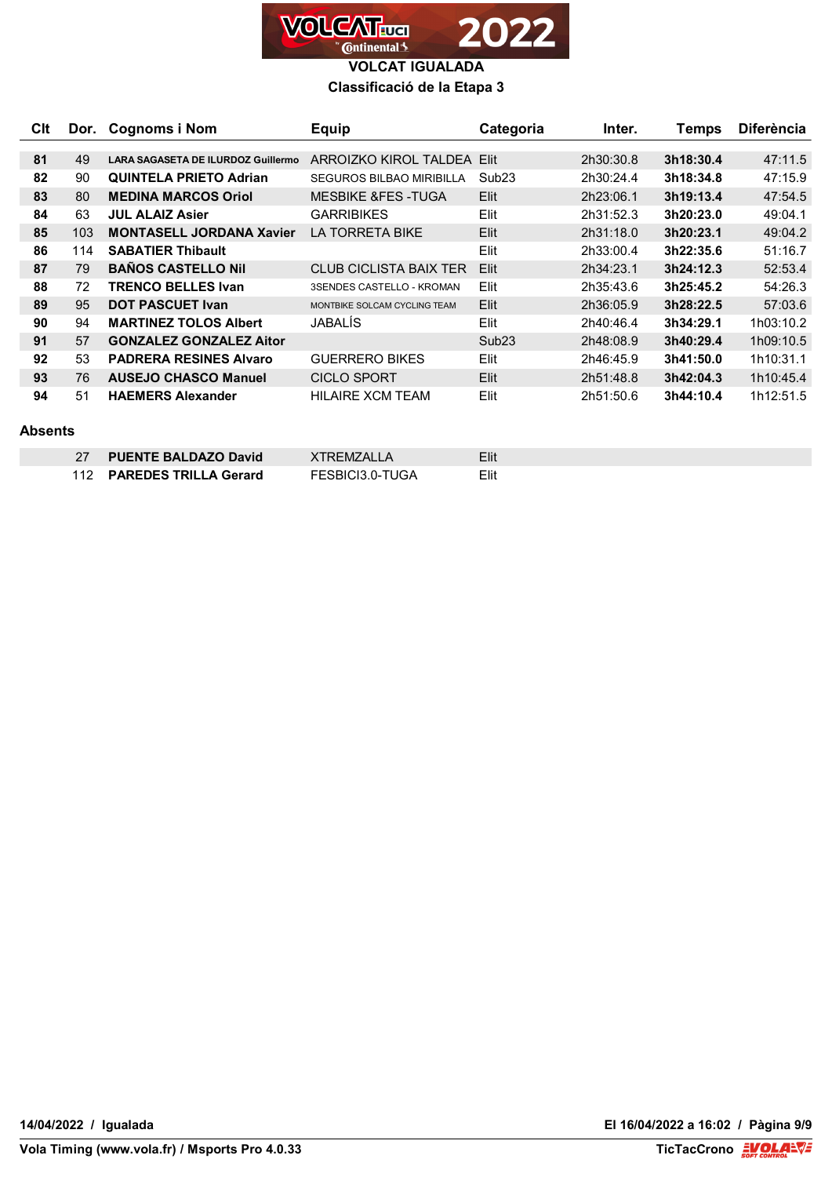## VOLCAT IGUALADA

### Classificació de la Etapa 3

| Clt | Dor. | Cognoms i Nom | Equip | Categoria | Inter. | Temps | Diferència |
|---|---|---|---|---|---|---|---|
| **81** | 49 | **LARA SAGASETA DE ILURDOZ Guillermo** | ARROIZKO KIROL TALDEA | Elit | 2h30:30.8 | **3h18:30.4** | 47:11.5 |
| **82** | 90 | **QUINTELA PRIETO Adrian** | SEGUROS BILBAO MIRIBILLA | Sub23 | 2h30:24.4 | **3h18:34.8** | 47:15.9 |
| **83** | 80 | **MEDINA MARCOS Oriol** | MESBIKE &FES -TUGA | Elit | 2h23:06.1 | **3h19:13.4** | 47:54.5 |
| **84** | 63 | **JUL ALAIZ Asier** | GARRIBIKES | Elit | 2h31:52.3 | **3h20:23.0** | 49:04.1 |
| **85** | 103 | **MONTASELL JORDANA Xavier** | LA TORRETA BIKE | Elit | 2h31:18.0 | **3h20:23.1** | 49:04.2 |
| **86** | 114 | **SABATIER Thibault** | | Elit | 2h33:00.4 | **3h22:35.6** | 51:16.7 |
| **87** | 79 | **BAÑOS CASTELLO Nil** | CLUB CICLISTA BAIX TER | Elit | 2h34:23.1 | **3h24:12.3** | 52:53.4 |
| **88** | 72 | **TRENCO BELLES Ivan** | 3SENDES CASTELLO - KROMAN | Elit | 2h35:43.6 | **3h25:45.2** | 54:26.3 |
| **89** | 95 | **DOT PASCUET Ivan** | MONTBIKE SOLCAM CYCLING TEAM | Elit | 2h36:05.9 | **3h28:22.5** | 57:03.6 |
| **90** | 94 | **MARTINEZ TOLOS Albert** | JABALÍS | Elit | 2h40:46.4 | **3h34:29.1** | 1h03:10.2 |
| **91** | 57 | **GONZALEZ GONZALEZ Aitor** | | Sub23 | 2h48:08.9 | **3h40:29.4** | 1h09:10.5 |
| **92** | 53 | **PADRERA RESINES Alvaro** | GUERRERO BIKES | Elit | 2h46:45.9 | **3h41:50.0** | 1h10:31.1 |
| **93** | 76 | **AUSEJO CHASCO Manuel** | CICLO SPORT | Elit | 2h51:48.8 | **3h42:04.3** | 1h10:45.4 |
| **94** | 51 | **HAEMERS Alexander** | HILAIRE XCM TEAM | Elit | 2h51:50.6 | **3h44:10.4** | 1h12:51.5 |

**Absents**

| | Dor. | Cognoms i Nom | Equip | Categoria |
|---|---|---|---|---|
| | 27 | **PUENTE BALDAZO David** | XTREMZALLA | Elit |
| | 112 | **PAREDES TRILLA Gerard** | FESBICI3.0-TUGA | Elit |

**14/04/2022 / Igualada**

**El 16/04/2022 a 16:02**

**Vola Timing (www.vola.fr) / Msports Pro 4.0.33**

**TicTacCrono**